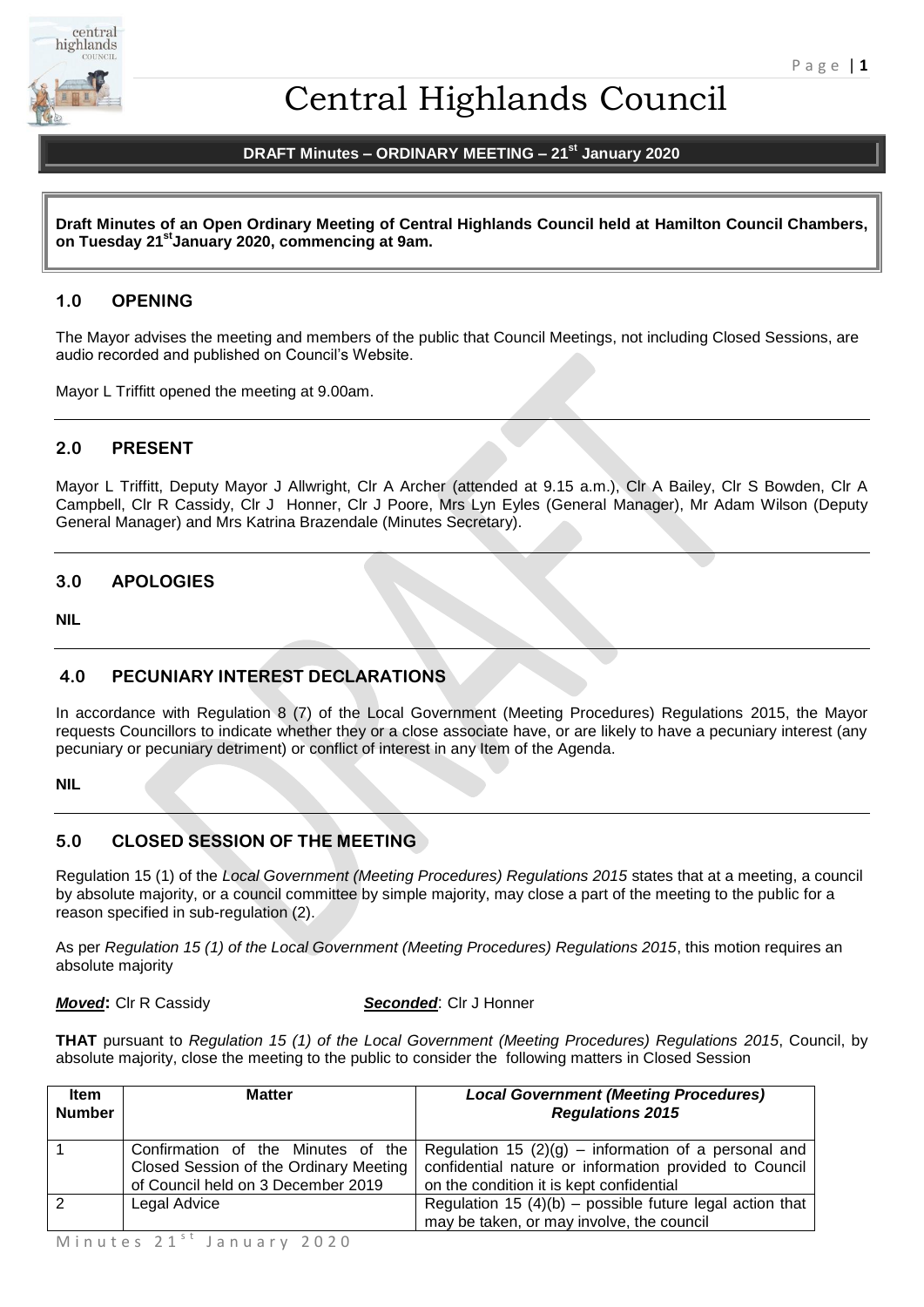# Central Highlands Council

**DRAFT Minutes – ORDINARY MEETING – 21st January 2020**

**Draft Minutes of an Open Ordinary Meeting of Central Highlands Council held at Hamilton Council Chambers, on Tuesday 21st January 2020, commencing at 9am.**

## 1.0 OPENING

The Mayor advises the meeting and members of the public that Council Meetings, not including Closed Sessions, are audio recorded and published on Council's Website.

Mayor L Triffitt opened the meeting at 9.00am.

## 2.0 PRESENT

Mayor L Triffitt, Deputy Mayor J Allwright, Clr A Archer (attended at 9.15 a.m.), Clr A Bailey, Clr S Bowden, Clr A Campbell, Clr R Cassidy, Clr J Honner, Clr J Poore, Mrs Lyn Eyles (General Manager), Mr Adam Wilson (Deputy General Manager) and Mrs Katrina Brazendale (Minutes Secretary).

## 3.0 APOLOGIES

**NIL**

## 4.0 PECUNIARY INTEREST DECLARATIONS

In accordance with Regulation 8 (7) of the Local Government (Meeting Procedures) Regulations 2015, the Mayor requests Councillors to indicate whether they or a close associate have, or are likely to have a pecuniary interest (any pecuniary or pecuniary detriment) or conflict of interest in any Item of the Agenda.

**NIL**

## 5.0 CLOSED SESSION OF THE MEETING

Regulation 15 (1) of the *Local Government (Meeting Procedures) Regulations 2015* states that at a meeting, a council by absolute majority, or a council committee by simple majority, may close a part of the meeting to the public for a reason specified in sub-regulation (2).

As per *Regulation 15 (1) of the Local Government (Meeting Procedures) Regulations 2015*, this motion requires an absolute majority

***Moved*:** Clr R Cassidy ***Seconded***: Clr J Honner

**THAT** pursuant to *Regulation 15 (1) of the Local Government (Meeting Procedures) Regulations 2015*, Council, by absolute majority, close the meeting to the public to consider the following matters in Closed Session

| Item Number | Matter | *Local Government (Meeting Procedures) Regulations 2015* |
|---|---|---|
| 1 | Confirmation of the Minutes of the Closed Session of the Ordinary Meeting of Council held on 3 December 2019 | Regulation 15 (2)(g) – information of a personal and confidential nature or information provided to Council on the condition it is kept confidential |
| 2 | Legal Advice | Regulation 15 (4)(b) – possible future legal action that may be taken, or may involve, the council |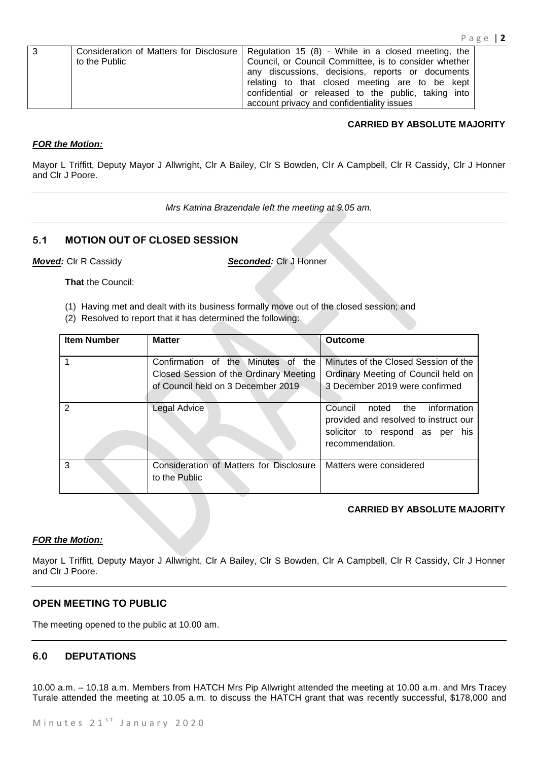| 3 | Consideration of Matters for Disclosure to the Public | Regulation 15 (8) - While in a closed meeting, the Council, or Council Committee, is to consider whether any discussions, decisions, reports or documents relating to that closed meeting are to be kept confidential or released to the public, taking into account privacy and confidentiality issues |
|---|---|---|

**CARRIED BY ABSOLUTE MAJORITY**

***FOR the Motion:***

Mayor L Triffitt, Deputy Mayor J Allwright, Clr A Bailey, Clr S Bowden, Clr A Campbell, Clr R Cassidy, Clr J Honner and Clr J Poore.

---

*Mrs Katrina Brazendale left the meeting at 9.05 am.*

---

## 5.1 MOTION OUT OF CLOSED SESSION

***Moved:*** Clr R Cassidy ***Seconded:*** Clr J Honner

**That** the Council:

(1) Having met and dealt with its business formally move out of the closed session; and
(2) Resolved to report that it has determined the following:

| Item Number | Matter | Outcome |
|---|---|---|
| 1 | Confirmation of the Minutes of the Closed Session of the Ordinary Meeting of Council held on 3 December 2019 | Minutes of the Closed Session of the Ordinary Meeting of Council held on 3 December 2019 were confirmed |
| 2 | Legal Advice | Council noted the information provided and resolved to instruct our solicitor to respond as per his recommendation. |
| 3 | Consideration of Matters for Disclosure to the Public | Matters were considered |

**CARRIED BY ABSOLUTE MAJORITY**

***FOR the Motion:***

Mayor L Triffitt, Deputy Mayor J Allwright, Clr A Bailey, Clr S Bowden, Clr A Campbell, Clr R Cassidy, Clr J Honner and Clr J Poore.

---

## OPEN MEETING TO PUBLIC

The meeting opened to the public at 10.00 am.

---

## 6.0 DEPUTATIONS

10.00 a.m. – 10.18 a.m. Members from HATCH Mrs Pip Allwright attended the meeting at 10.00 a.m. and Mrs Tracey Turale attended the meeting at 10.05 a.m. to discuss the HATCH grant that was recently successful, $178,000 and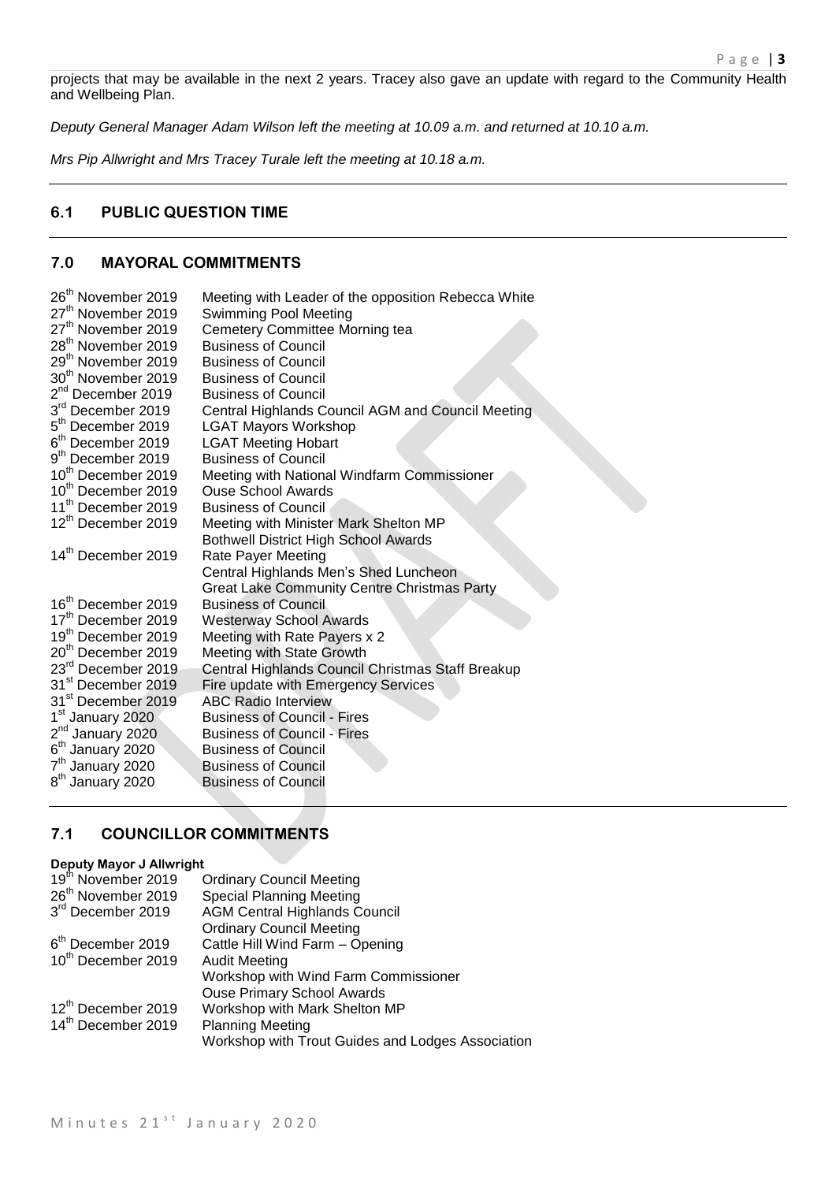projects that may be available in the next 2 years. Tracey also gave an update with regard to the Community Health and Wellbeing Plan.

*Deputy General Manager Adam Wilson left the meeting at 10.09 a.m. and returned at 10.10 a.m.*

*Mrs Pip Allwright and Mrs Tracey Turale left the meeting at 10.18 a.m.*

## 6.1 PUBLIC QUESTION TIME

## 7.0 MAYORAL COMMITMENTS

| | |
|---|---|
| 26th November 2019 | Meeting with Leader of the opposition Rebecca White |
| 27th November 2019 | Swimming Pool Meeting |
| 27th November 2019 | Cemetery Committee Morning tea |
| 28th November 2019 | Business of Council |
| 29th November 2019 | Business of Council |
| 30th November 2019 | Business of Council |
| 2nd December 2019 | Business of Council |
| 3rd December 2019 | Central Highlands Council AGM and Council Meeting |
| 5th December 2019 | LGAT Mayors Workshop |
| 6th December 2019 | LGAT Meeting Hobart |
| 9th December 2019 | Business of Council |
| 10th December 2019 | Meeting with National Windfarm Commissioner |
| 10th December 2019 | Ouse School Awards |
| 11th December 2019 | Business of Council |
| 12th December 2019 | Meeting with Minister Mark Shelton MP |
| | Bothwell District High School Awards |
| 14th December 2019 | Rate Payer Meeting |
| | Central Highlands Men's Shed Luncheon |
| | Great Lake Community Centre Christmas Party |
| 16th December 2019 | Business of Council |
| 17th December 2019 | Westerway School Awards |
| 19th December 2019 | Meeting with Rate Payers x 2 |
| 20th December 2019 | Meeting with State Growth |
| 23rd December 2019 | Central Highlands Council Christmas Staff Breakup |
| 31st December 2019 | Fire update with Emergency Services |
| 31st December 2019 | ABC Radio Interview |
| 1st January 2020 | Business of Council - Fires |
| 2nd January 2020 | Business of Council - Fires |
| 6th January 2020 | Business of Council |
| 7th January 2020 | Business of Council |
| 8th January 2020 | Business of Council |

## 7.1 COUNCILLOR COMMITMENTS

**Deputy Mayor J Allwright**

| | |
|---|---|
| 19th November 2019 | Ordinary Council Meeting |
| 26th November 2019 | Special Planning Meeting |
| 3rd December 2019 | AGM Central Highlands Council |
| | Ordinary Council Meeting |
| 6th December 2019 | Cattle Hill Wind Farm – Opening |
| 10th December 2019 | Audit Meeting |
| | Workshop with Wind Farm Commissioner |
| | Ouse Primary School Awards |
| 12th December 2019 | Workshop with Mark Shelton MP |
| 14th December 2019 | Planning Meeting |
| | Workshop with Trout Guides and Lodges Association |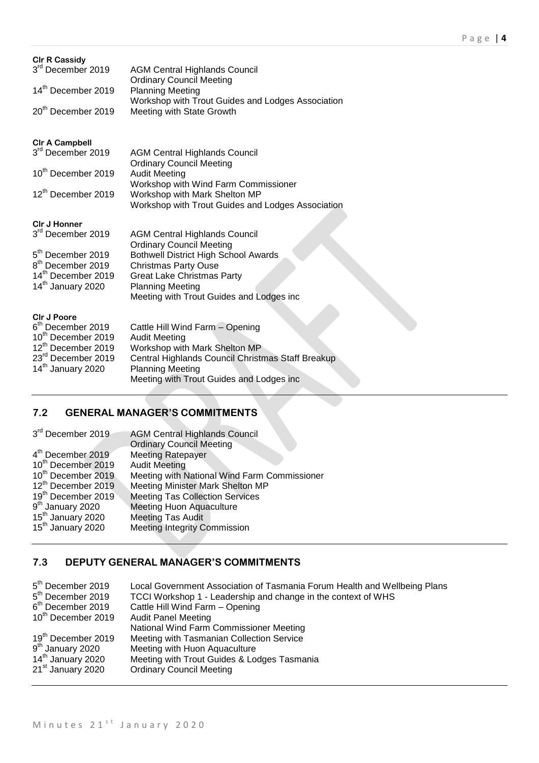**Clr R Cassidy**

| | |
|---|---|
| 3rd December 2019 | AGM Central Highlands Council |
| | Ordinary Council Meeting |
| 14th December 2019 | Planning Meeting |
| | Workshop with Trout Guides and Lodges Association |
| 20th December 2019 | Meeting with State Growth |

**Clr A Campbell**

| | |
|---|---|
| 3rd December 2019 | AGM Central Highlands Council |
| | Ordinary Council Meeting |
| 10th December 2019 | Audit Meeting |
| | Workshop with Wind Farm Commissioner |
| 12th December 2019 | Workshop with Mark Shelton MP |
| | Workshop with Trout Guides and Lodges Association |

**Clr J Honner**

| | |
|---|---|
| 3rd December 2019 | AGM Central Highlands Council |
| | Ordinary Council Meeting |
| 5th December 2019 | Bothwell District High School Awards |
| 8th December 2019 | Christmas Party Ouse |
| 14th December 2019 | Great Lake Christmas Party |
| 14th January 2020 | Planning Meeting |
| | Meeting with Trout Guides and Lodges inc |

**Clr J Poore**

| | |
|---|---|
| 6th December 2019 | Cattle Hill Wind Farm – Opening |
| 10th December 2019 | Audit Meeting |
| 12th December 2019 | Workshop with Mark Shelton MP |
| 23rd December 2019 | Central Highlands Council Christmas Staff Breakup |
| 14th January 2020 | Planning Meeting |
| | Meeting with Trout Guides and Lodges inc |

## 7.2 GENERAL MANAGER'S COMMITMENTS

| | |
|---|---|
| 3rd December 2019 | AGM Central Highlands Council |
| | Ordinary Council Meeting |
| 4th December 2019 | Meeting Ratepayer |
| 10th December 2019 | Audit Meeting |
| 10th December 2019 | Meeting with National Wind Farm Commissioner |
| 12th December 2019 | Meeting Minister Mark Shelton MP |
| 19th December 2019 | Meeting Tas Collection Services |
| 9th January 2020 | Meeting Huon Aquaculture |
| 15th January 2020 | Meeting Tas Audit |
| 15th January 2020 | Meeting Integrity Commission |

## 7.3 DEPUTY GENERAL MANAGER'S COMMITMENTS

| | |
|---|---|
| 5th December 2019 | Local Government Association of Tasmania Forum Health and Wellbeing Plans |
| 5th December 2019 | TCCI Workshop 1 - Leadership and change in the context of WHS |
| 6th December 2019 | Cattle Hill Wind Farm – Opening |
| 10th December 2019 | Audit Panel Meeting |
| | National Wind Farm Commissioner Meeting |
| 19th December 2019 | Meeting with Tasmanian Collection Service |
| 9th January 2020 | Meeting with Huon Aquaculture |
| 14th January 2020 | Meeting with Trout Guides & Lodges Tasmania |
| 21st January 2020 | Ordinary Council Meeting |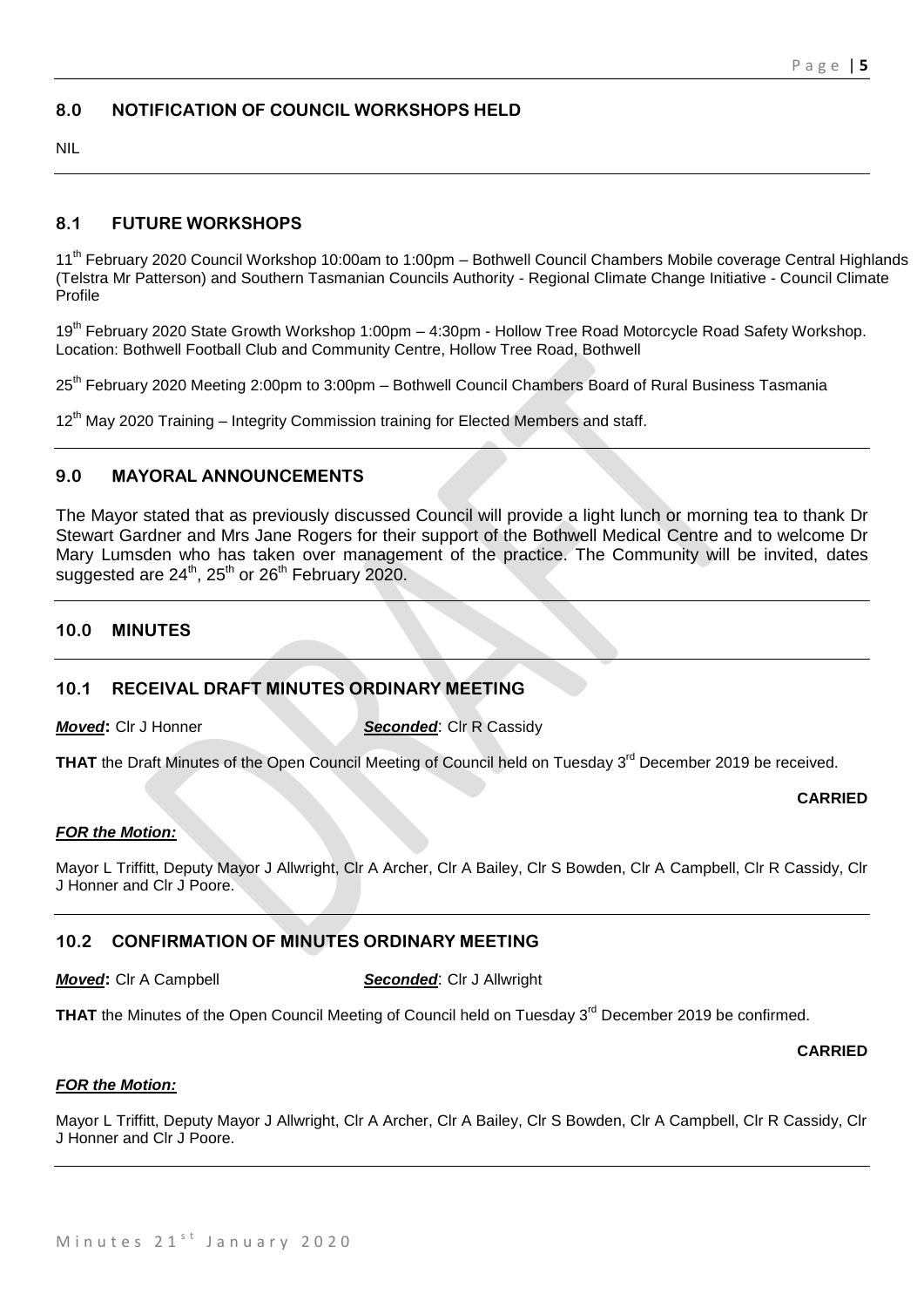## 8.0 NOTIFICATION OF COUNCIL WORKSHOPS HELD

NIL

## 8.1 FUTURE WORKSHOPS

11th February 2020 Council Workshop 10:00am to 1:00pm – Bothwell Council Chambers Mobile coverage Central Highlands (Telstra Mr Patterson) and Southern Tasmanian Councils Authority - Regional Climate Change Initiative - Council Climate Profile

19th February 2020 State Growth Workshop 1:00pm – 4:30pm - Hollow Tree Road Motorcycle Road Safety Workshop. Location: Bothwell Football Club and Community Centre, Hollow Tree Road, Bothwell

25th February 2020 Meeting 2:00pm to 3:00pm – Bothwell Council Chambers Board of Rural Business Tasmania

12th May 2020 Training – Integrity Commission training for Elected Members and staff.

## 9.0 MAYORAL ANNOUNCEMENTS

The Mayor stated that as previously discussed Council will provide a light lunch or morning tea to thank Dr Stewart Gardner and Mrs Jane Rogers for their support of the Bothwell Medical Centre and to welcome Dr Mary Lumsden who has taken over management of the practice. The Community will be invited, dates suggested are 24th, 25th or 26th February 2020.

## 10.0 MINUTES

## 10.1 RECEIVAL DRAFT MINUTES ORDINARY MEETING

***Moved*:** Clr J Honner ***Seconded***: Clr R Cassidy

**THAT** the Draft Minutes of the Open Council Meeting of Council held on Tuesday 3rd December 2019 be received.

**CARRIED**

***FOR the Motion:***

Mayor L Triffitt, Deputy Mayor J Allwright, Clr A Archer, Clr A Bailey, Clr S Bowden, Clr A Campbell, Clr R Cassidy, Clr J Honner and Clr J Poore.

## 10.2 CONFIRMATION OF MINUTES ORDINARY MEETING

***Moved*:** Clr A Campbell ***Seconded***: Clr J Allwright

**THAT** the Minutes of the Open Council Meeting of Council held on Tuesday 3rd December 2019 be confirmed.

**CARRIED**

***FOR the Motion:***

Mayor L Triffitt, Deputy Mayor J Allwright, Clr A Archer, Clr A Bailey, Clr S Bowden, Clr A Campbell, Clr R Cassidy, Clr J Honner and Clr J Poore.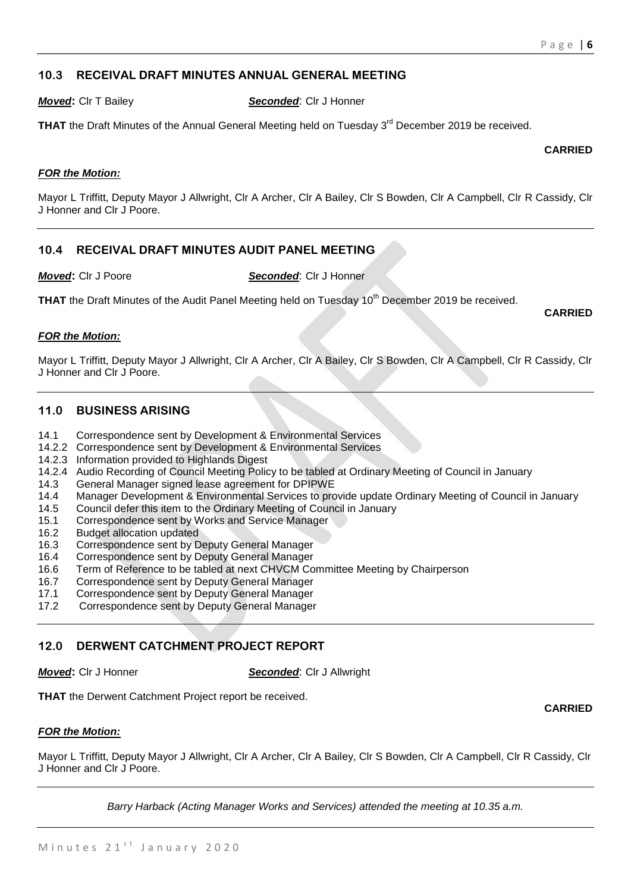## 10.3 RECEIVAL DRAFT MINUTES ANNUAL GENERAL MEETING

***Moved*:** Clr T Bailey ***Seconded***: Clr J Honner

**THAT** the Draft Minutes of the Annual General Meeting held on Tuesday 3rd December 2019 be received.

**CARRIED**

***FOR the Motion:***

Mayor L Triffitt, Deputy Mayor J Allwright, Clr A Archer, Clr A Bailey, Clr S Bowden, Clr A Campbell, Clr R Cassidy, Clr J Honner and Clr J Poore.

## 10.4 RECEIVAL DRAFT MINUTES AUDIT PANEL MEETING

***Moved*:** Clr J Poore ***Seconded***: Clr J Honner

**THAT** the Draft Minutes of the Audit Panel Meeting held on Tuesday 10th December 2019 be received.

**CARRIED**

***FOR the Motion:***

Mayor L Triffitt, Deputy Mayor J Allwright, Clr A Archer, Clr A Bailey, Clr S Bowden, Clr A Campbell, Clr R Cassidy, Clr J Honner and Clr J Poore.

## 11.0 BUSINESS ARISING

- 14.1 Correspondence sent by Development & Environmental Services
- 14.2.2 Correspondence sent by Development & Environmental Services
- 14.2.3 Information provided to Highlands Digest
- 14.2.4 Audio Recording of Council Meeting Policy to be tabled at Ordinary Meeting of Council in January
- 14.3 General Manager signed lease agreement for DPIPWE
- 14.4 Manager Development & Environmental Services to provide update Ordinary Meeting of Council in January
- 14.5 Council defer this item to the Ordinary Meeting of Council in January
- 15.1 Correspondence sent by Works and Service Manager
- 16.2 Budget allocation updated
- 16.3 Correspondence sent by Deputy General Manager
- 16.4 Correspondence sent by Deputy General Manager
- 16.6 Term of Reference to be tabled at next CHVCM Committee Meeting by Chairperson
- 16.7 Correspondence sent by Deputy General Manager
- 17.1 Correspondence sent by Deputy General Manager
- 17.2 Correspondence sent by Deputy General Manager

## 12.0 DERWENT CATCHMENT PROJECT REPORT

***Moved*:** Clr J Honner ***Seconded***: Clr J Allwright

**THAT** the Derwent Catchment Project report be received.

**CARRIED**

***FOR the Motion:***

Mayor L Triffitt, Deputy Mayor J Allwright, Clr A Archer, Clr A Bailey, Clr S Bowden, Clr A Campbell, Clr R Cassidy, Clr J Honner and Clr J Poore.

*Barry Harback (Acting Manager Works and Services) attended the meeting at 10.35 a.m.*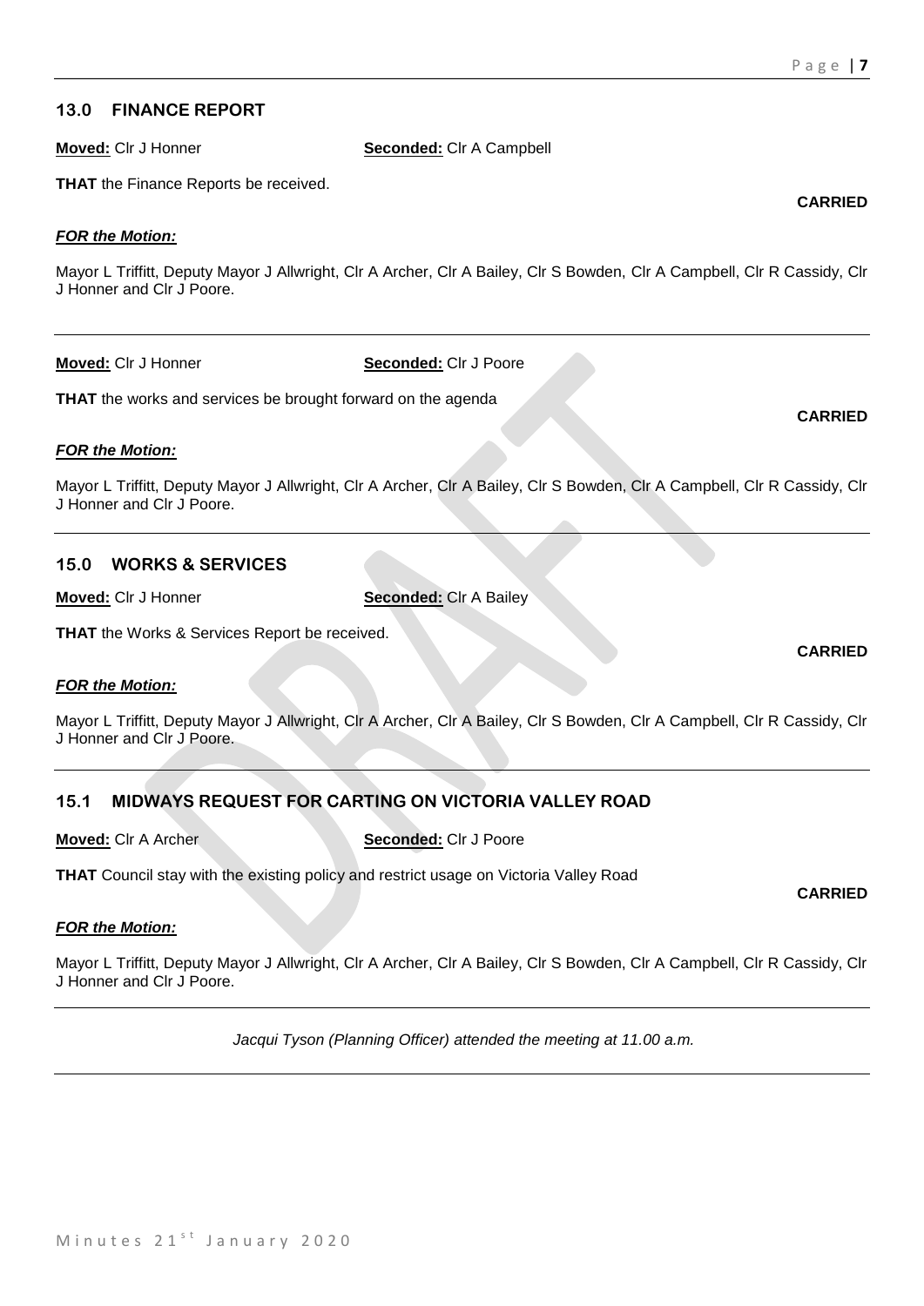## 13.0 FINANCE REPORT

**Moved:** Clr J Honner **Seconded:** Clr A Campbell

**THAT** the Finance Reports be received.

**CARRIED**

***FOR the Motion:***

Mayor L Triffitt, Deputy Mayor J Allwright, Clr A Archer, Clr A Bailey, Clr S Bowden, Clr A Campbell, Clr R Cassidy, Clr J Honner and Clr J Poore.

---

**Moved:** Clr J Honner **Seconded:** Clr J Poore

**THAT** the works and services be brought forward on the agenda

**CARRIED**

***FOR the Motion:***

Mayor L Triffitt, Deputy Mayor J Allwright, Clr A Archer, Clr A Bailey, Clr S Bowden, Clr A Campbell, Clr R Cassidy, Clr J Honner and Clr J Poore.

---

## 15.0 WORKS & SERVICES

**Moved:** Clr J Honner **Seconded:** Clr A Bailey

**THAT** the Works & Services Report be received.

**CARRIED**

***FOR the Motion:***

Mayor L Triffitt, Deputy Mayor J Allwright, Clr A Archer, Clr A Bailey, Clr S Bowden, Clr A Campbell, Clr R Cassidy, Clr J Honner and Clr J Poore.

---

## 15.1 MIDWAYS REQUEST FOR CARTING ON VICTORIA VALLEY ROAD

**Moved:** Clr A Archer **Seconded:** Clr J Poore

**THAT** Council stay with the existing policy and restrict usage on Victoria Valley Road

**CARRIED**

***FOR the Motion:***

Mayor L Triffitt, Deputy Mayor J Allwright, Clr A Archer, Clr A Bailey, Clr S Bowden, Clr A Campbell, Clr R Cassidy, Clr J Honner and Clr J Poore.

---

*Jacqui Tyson (Planning Officer) attended the meeting at 11.00 a.m.*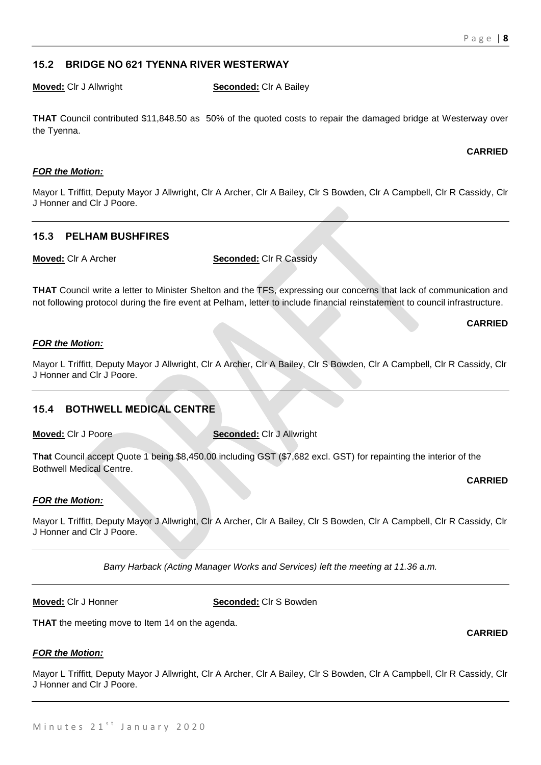## 15.2 BRIDGE NO 621 TYENNA RIVER WESTERWAY

**Moved:** Clr J Allwright **Seconded:** Clr A Bailey

**THAT** Council contributed $11,848.50 as 50% of the quoted costs to repair the damaged bridge at Westerway over the Tyenna.

**CARRIED**

***FOR the Motion:***

Mayor L Triffitt, Deputy Mayor J Allwright, Clr A Archer, Clr A Bailey, Clr S Bowden, Clr A Campbell, Clr R Cassidy, Clr J Honner and Clr J Poore.

---

## 15.3 PELHAM BUSHFIRES

**Moved:** Clr A Archer **Seconded:** Clr R Cassidy

**THAT** Council write a letter to Minister Shelton and the TFS, expressing our concerns that lack of communication and not following protocol during the fire event at Pelham, letter to include financial reinstatement to council infrastructure.

**CARRIED**

***FOR the Motion:***

Mayor L Triffitt, Deputy Mayor J Allwright, Clr A Archer, Clr A Bailey, Clr S Bowden, Clr A Campbell, Clr R Cassidy, Clr J Honner and Clr J Poore.

---

## 15.4 BOTHWELL MEDICAL CENTRE

**Moved:** Clr J Poore **Seconded:** Clr J Allwright

**That** Council accept Quote 1 being $8,450.00 including GST ($7,682 excl. GST) for repainting the interior of the Bothwell Medical Centre.

**CARRIED**

***FOR the Motion:***

Mayor L Triffitt, Deputy Mayor J Allwright, Clr A Archer, Clr A Bailey, Clr S Bowden, Clr A Campbell, Clr R Cassidy, Clr J Honner and Clr J Poore.

---

*Barry Harback (Acting Manager Works and Services) left the meeting at 11.36 a.m.*

---

**Moved:** Clr J Honner **Seconded:** Clr S Bowden

**THAT** the meeting move to Item 14 on the agenda.

**CARRIED**

***FOR the Motion:***

Mayor L Triffitt, Deputy Mayor J Allwright, Clr A Archer, Clr A Bailey, Clr S Bowden, Clr A Campbell, Clr R Cassidy, Clr J Honner and Clr J Poore.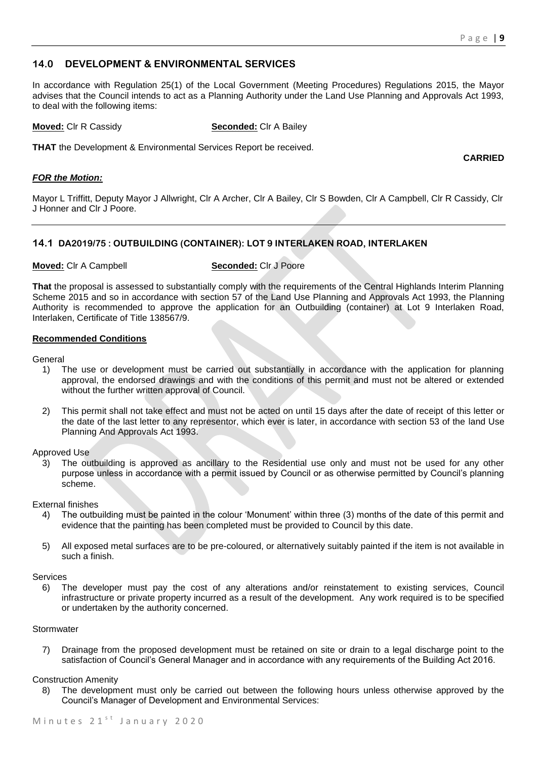## 14.0 DEVELOPMENT & ENVIRONMENTAL SERVICES

In accordance with Regulation 25(1) of the Local Government (Meeting Procedures) Regulations 2015, the Mayor advises that the Council intends to act as a Planning Authority under the Land Use Planning and Approvals Act 1993, to deal with the following items:

**Moved:** Clr R Cassidy **Seconded:** Clr A Bailey

**THAT** the Development & Environmental Services Report be received.

**CARRIED**

***FOR the Motion:***

Mayor L Triffitt, Deputy Mayor J Allwright, Clr A Archer, Clr A Bailey, Clr S Bowden, Clr A Campbell, Clr R Cassidy, Clr J Honner and Clr J Poore.

### 14.1 DA2019/75 : OUTBUILDING (CONTAINER): LOT 9 INTERLAKEN ROAD, INTERLAKEN

**Moved:** Clr A Campbell **Seconded:** Clr J Poore

**That** the proposal is assessed to substantially comply with the requirements of the Central Highlands Interim Planning Scheme 2015 and so in accordance with section 57 of the Land Use Planning and Approvals Act 1993, the Planning Authority is recommended to approve the application for an Outbuilding (container) at Lot 9 Interlaken Road, Interlaken, Certificate of Title 138567/9.

**Recommended Conditions**

General

1) The use or development must be carried out substantially in accordance with the application for planning approval, the endorsed drawings and with the conditions of this permit and must not be altered or extended without the further written approval of Council.

2) This permit shall not take effect and must not be acted on until 15 days after the date of receipt of this letter or the date of the last letter to any representor, which ever is later, in accordance with section 53 of the land Use Planning And Approvals Act 1993.

Approved Use

3) The outbuilding is approved as ancillary to the Residential use only and must not be used for any other purpose unless in accordance with a permit issued by Council or as otherwise permitted by Council's planning scheme.

External finishes

4) The outbuilding must be painted in the colour 'Monument' within three (3) months of the date of this permit and evidence that the painting has been completed must be provided to Council by this date.

5) All exposed metal surfaces are to be pre-coloured, or alternatively suitably painted if the item is not available in such a finish.

Services

6) The developer must pay the cost of any alterations and/or reinstatement to existing services, Council infrastructure or private property incurred as a result of the development. Any work required is to be specified or undertaken by the authority concerned.

Stormwater

7) Drainage from the proposed development must be retained on site or drain to a legal discharge point to the satisfaction of Council's General Manager and in accordance with any requirements of the Building Act 2016.

Construction Amenity

8) The development must only be carried out between the following hours unless otherwise approved by the Council's Manager of Development and Environmental Services: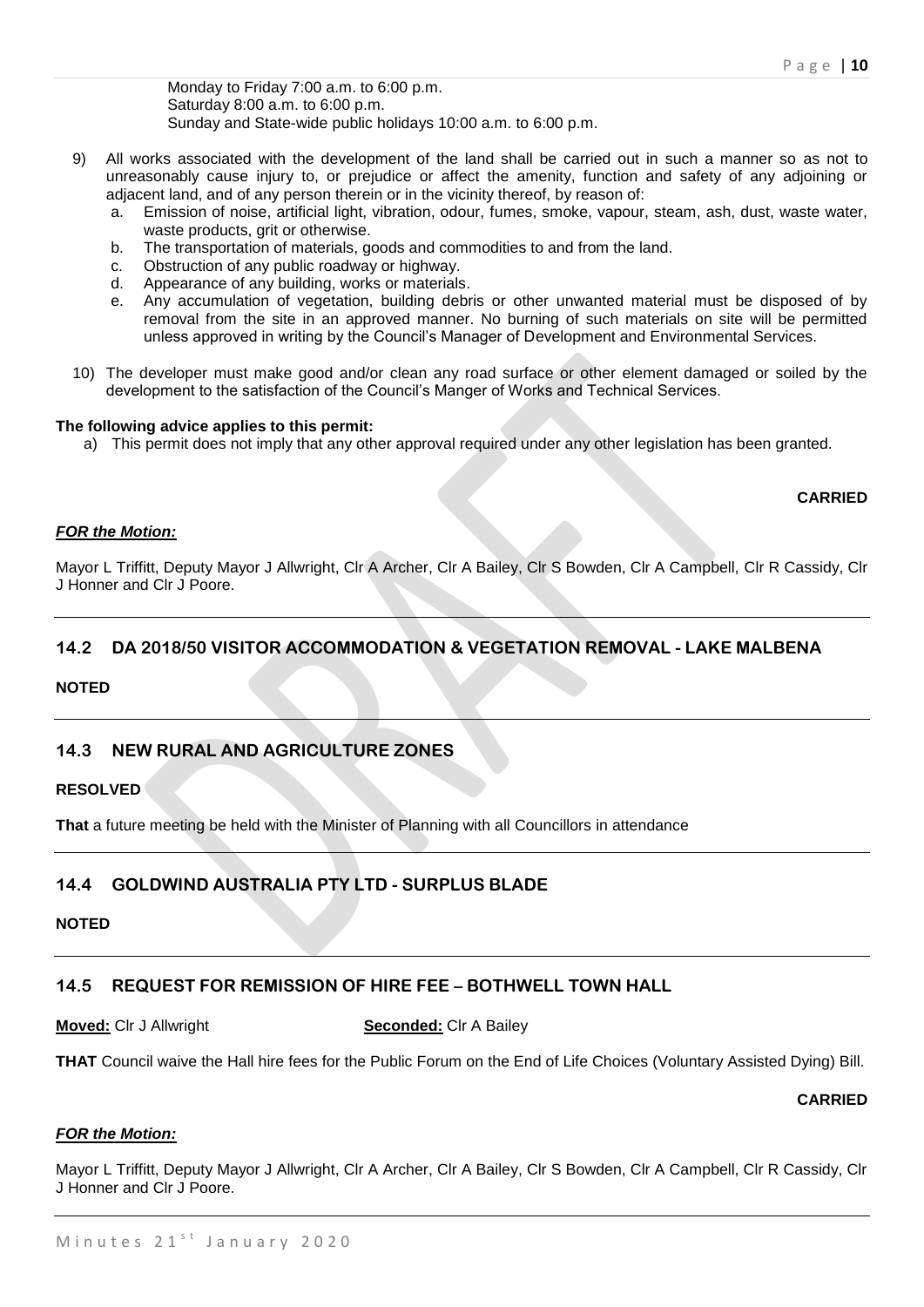Monday to Friday 7:00 a.m. to 6:00 p.m.
Saturday 8:00 a.m. to 6:00 p.m.
Sunday and State-wide public holidays 10:00 a.m. to 6:00 p.m.

9) All works associated with the development of the land shall be carried out in such a manner so as not to unreasonably cause injury to, or prejudice or affect the amenity, function and safety of any adjoining or adjacent land, and of any person therein or in the vicinity thereof, by reason of:
   a. Emission of noise, artificial light, vibration, odour, fumes, smoke, vapour, steam, ash, dust, waste water, waste products, grit or otherwise.
   b. The transportation of materials, goods and commodities to and from the land.
   c. Obstruction of any public roadway or highway.
   d. Appearance of any building, works or materials.
   e. Any accumulation of vegetation, building debris or other unwanted material must be disposed of by removal from the site in an approved manner. No burning of such materials on site will be permitted unless approved in writing by the Council's Manager of Development and Environmental Services.

10) The developer must make good and/or clean any road surface or other element damaged or soiled by the development to the satisfaction of the Council's Manger of Works and Technical Services.

**The following advice applies to this permit:**

a) This permit does not imply that any other approval required under any other legislation has been granted.

**CARRIED**

***FOR the Motion:***

Mayor L Triffitt, Deputy Mayor J Allwright, Clr A Archer, Clr A Bailey, Clr S Bowden, Clr A Campbell, Clr R Cassidy, Clr J Honner and Clr J Poore.

## 14.2 DA 2018/50 VISITOR ACCOMMODATION & VEGETATION REMOVAL - LAKE MALBENA

**NOTED**

## 14.3 NEW RURAL AND AGRICULTURE ZONES

**RESOLVED**

**That** a future meeting be held with the Minister of Planning with all Councillors in attendance

## 14.4 GOLDWIND AUSTRALIA PTY LTD - SURPLUS BLADE

**NOTED**

## 14.5 REQUEST FOR REMISSION OF HIRE FEE – BOTHWELL TOWN HALL

**Moved:** Clr J Allwright **Seconded:** Clr A Bailey

**THAT** Council waive the Hall hire fees for the Public Forum on the End of Life Choices (Voluntary Assisted Dying) Bill.

**CARRIED**

***FOR the Motion:***

Mayor L Triffitt, Deputy Mayor J Allwright, Clr A Archer, Clr A Bailey, Clr S Bowden, Clr A Campbell, Clr R Cassidy, Clr J Honner and Clr J Poore.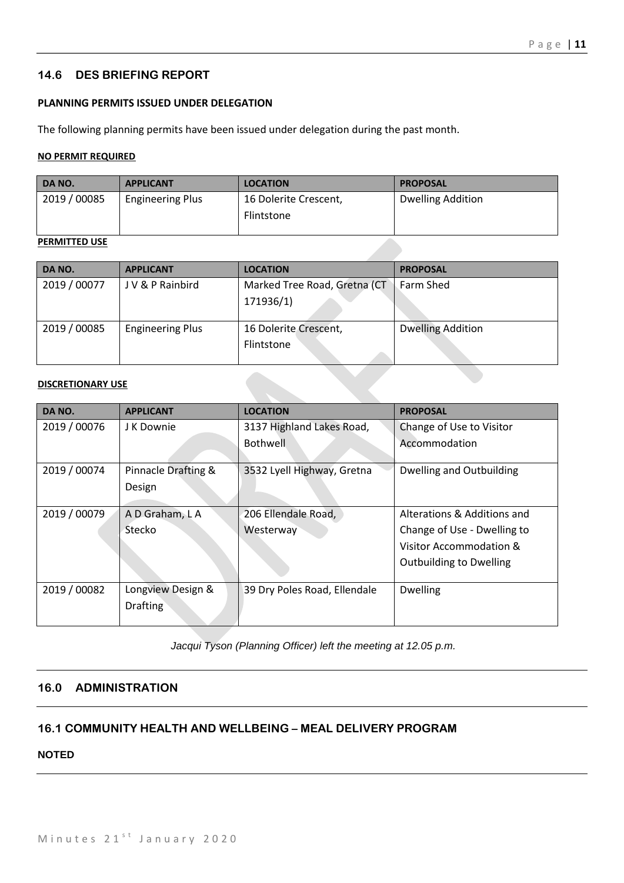## 14.6 DES BRIEFING REPORT

**PLANNING PERMITS ISSUED UNDER DELEGATION**

The following planning permits have been issued under delegation during the past month.

**NO PERMIT REQUIRED**

| DA NO. | APPLICANT | LOCATION | PROPOSAL |
|---|---|---|---|
| 2019 / 00085 | Engineering Plus | 16 Dolerite Crescent, Flintstone | Dwelling Addition |

**PERMITTED USE**

| DA NO. | APPLICANT | LOCATION | PROPOSAL |
|---|---|---|---|
| 2019 / 00077 | J V & P Rainbird | Marked Tree Road, Gretna (CT 171936/1) | Farm Shed |
| 2019 / 00085 | Engineering Plus | 16 Dolerite Crescent, Flintstone | Dwelling Addition |

**DISCRETIONARY USE**

| DA NO. | APPLICANT | LOCATION | PROPOSAL |
|---|---|---|---|
| 2019 / 00076 | J K Downie | 3137 Highland Lakes Road, Bothwell | Change of Use to Visitor Accommodation |
| 2019 / 00074 | Pinnacle Drafting & Design | 3532 Lyell Highway, Gretna | Dwelling and Outbuilding |
| 2019 / 00079 | A D Graham, L A Stecko | 206 Ellendale Road, Westerway | Alterations & Additions and Change of Use - Dwelling to Visitor Accommodation & Outbuilding to Dwelling |
| 2019 / 00082 | Longview Design & Drafting | 39 Dry Poles Road, Ellendale | Dwelling |

*Jacqui Tyson (Planning Officer) left the meeting at 12.05 p.m.*

## 16.0 ADMINISTRATION

## 16.1 COMMUNITY HEALTH AND WELLBEING – MEAL DELIVERY PROGRAM

**NOTED**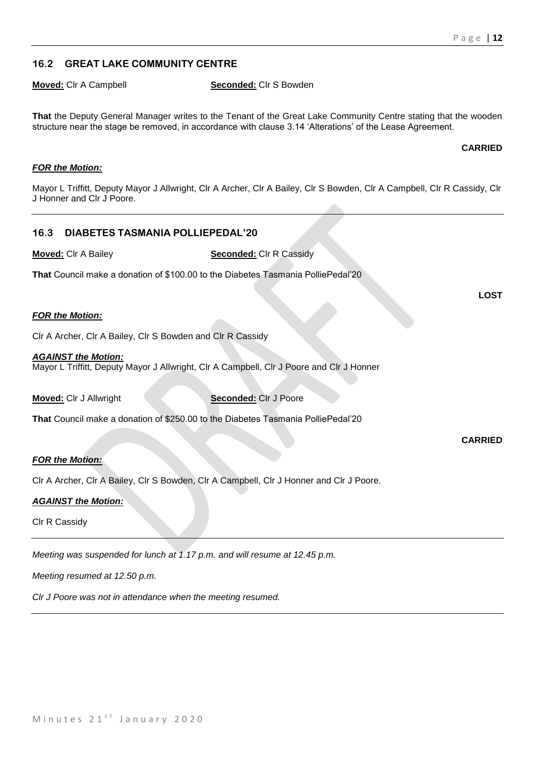## 16.2 GREAT LAKE COMMUNITY CENTRE

**Moved:** Clr A Campbell **Seconded:** Clr S Bowden

**That** the Deputy General Manager writes to the Tenant of the Great Lake Community Centre stating that the wooden structure near the stage be removed, in accordance with clause 3.14 'Alterations' of the Lease Agreement.

**CARRIED**

***FOR the Motion:***

Mayor L Triffitt, Deputy Mayor J Allwright, Clr A Archer, Clr A Bailey, Clr S Bowden, Clr A Campbell, Clr R Cassidy, Clr J Honner and Clr J Poore.

---

## 16.3 DIABETES TASMANIA POLLIEPEDAL'20

**Moved:** Clr A Bailey **Seconded:** Clr R Cassidy

**That** Council make a donation of $100.00 to the Diabetes Tasmania PolliePedal'20

**LOST**

***FOR the Motion:***

Clr A Archer, Clr A Bailey, Clr S Bowden and Clr R Cassidy

***AGAINST the Motion:***
Mayor L Triffitt, Deputy Mayor J Allwright, Clr A Campbell, Clr J Poore and Clr J Honner

**Moved:** Clr J Allwright **Seconded:** Clr J Poore

**That** Council make a donation of $250.00 to the Diabetes Tasmania PolliePedal'20

**CARRIED**

***FOR the Motion:***

Clr A Archer, Clr A Bailey, Clr S Bowden, Clr A Campbell, Clr J Honner and Clr J Poore.

***AGAINST the Motion:***

Clr R Cassidy

---

*Meeting was suspended for lunch at 1.17 p.m. and will resume at 12.45 p.m.*

*Meeting resumed at 12.50 p.m.*

*Clr J Poore was not in attendance when the meeting resumed.*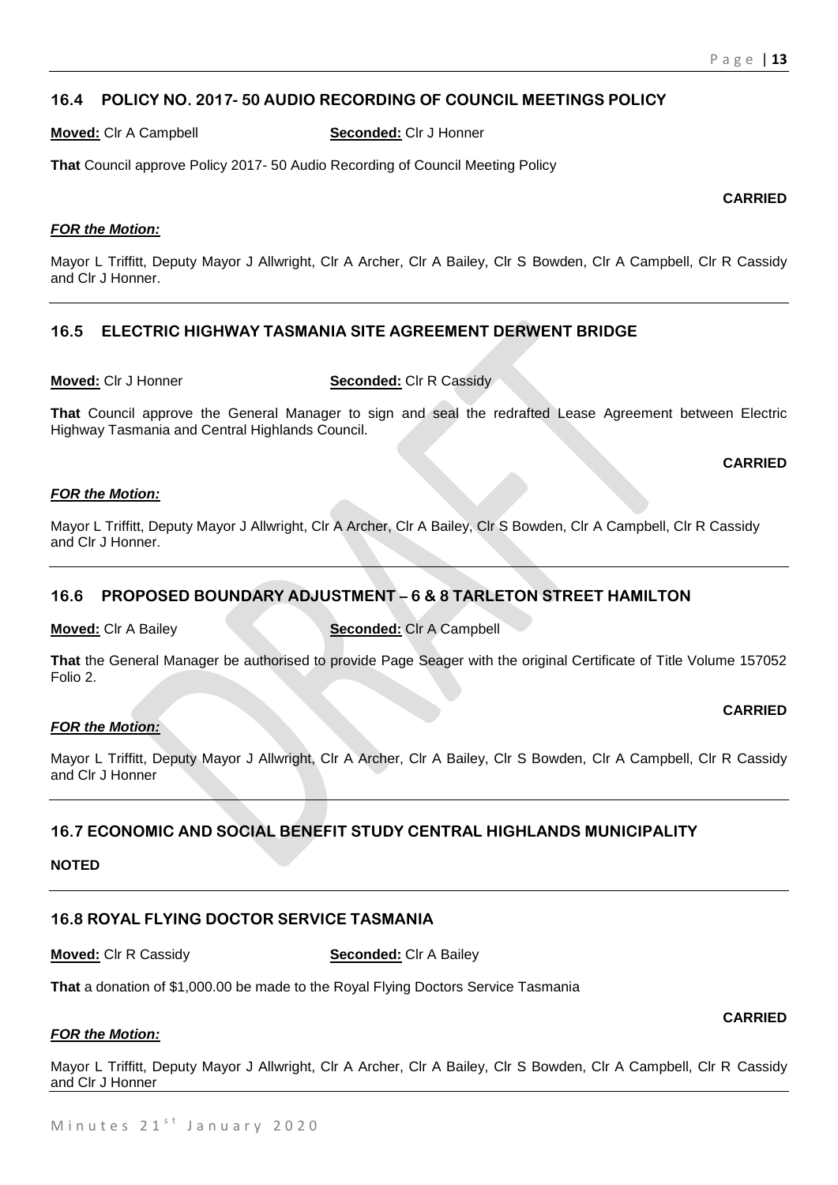## 16.4 POLICY NO. 2017- 50 AUDIO RECORDING OF COUNCIL MEETINGS POLICY

**Moved:** Clr A Campbell **Seconded:** Clr J Honner

**That** Council approve Policy 2017- 50 Audio Recording of Council Meeting Policy

**CARRIED**

***FOR the Motion:***

Mayor L Triffitt, Deputy Mayor J Allwright, Clr A Archer, Clr A Bailey, Clr S Bowden, Clr A Campbell, Clr R Cassidy and Clr J Honner.

---

## 16.5 ELECTRIC HIGHWAY TASMANIA SITE AGREEMENT DERWENT BRIDGE

**Moved:** Clr J Honner **Seconded:** Clr R Cassidy

**That** Council approve the General Manager to sign and seal the redrafted Lease Agreement between Electric Highway Tasmania and Central Highlands Council.

**CARRIED**

***FOR the Motion:***

Mayor L Triffitt, Deputy Mayor J Allwright, Clr A Archer, Clr A Bailey, Clr S Bowden, Clr A Campbell, Clr R Cassidy and Clr J Honner.

---

## 16.6 PROPOSED BOUNDARY ADJUSTMENT – 6 & 8 TARLETON STREET HAMILTON

**Moved:** Clr A Bailey **Seconded:** Clr A Campbell

**That** the General Manager be authorised to provide Page Seager with the original Certificate of Title Volume 157052 Folio 2.

**CARRIED**

***FOR the Motion:***

Mayor L Triffitt, Deputy Mayor J Allwright, Clr A Archer, Clr A Bailey, Clr S Bowden, Clr A Campbell, Clr R Cassidy and Clr J Honner

---

## 16.7 ECONOMIC AND SOCIAL BENEFIT STUDY CENTRAL HIGHLANDS MUNICIPALITY

**NOTED**

---

## 16.8 ROYAL FLYING DOCTOR SERVICE TASMANIA

**Moved:** Clr R Cassidy **Seconded:** Clr A Bailey

**That** a donation of $1,000.00 be made to the Royal Flying Doctors Service Tasmania

**CARRIED**

***FOR the Motion:***

Mayor L Triffitt, Deputy Mayor J Allwright, Clr A Archer, Clr A Bailey, Clr S Bowden, Clr A Campbell, Clr R Cassidy and Clr J Honner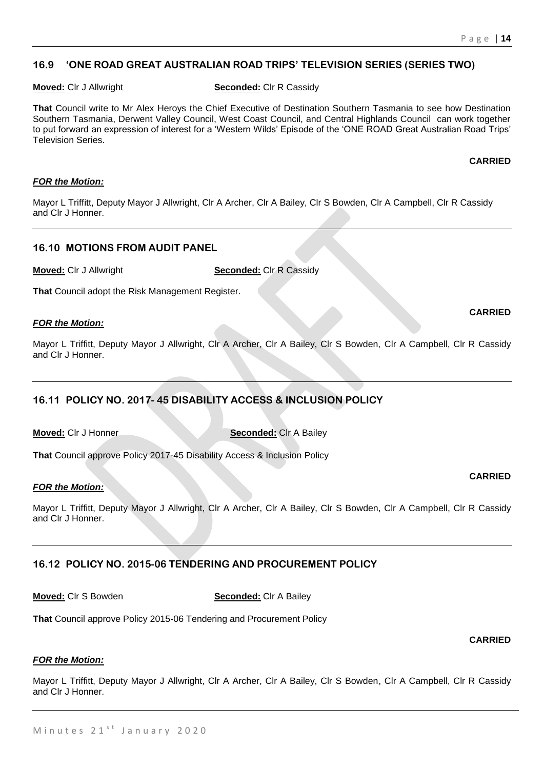## 16.9 'ONE ROAD GREAT AUSTRALIAN ROAD TRIPS' TELEVISION SERIES (SERIES TWO)

**Moved:** Clr J Allwright **Seconded:** Clr R Cassidy

**That** Council write to Mr Alex Heroys the Chief Executive of Destination Southern Tasmania to see how Destination Southern Tasmania, Derwent Valley Council, West Coast Council, and Central Highlands Council can work together to put forward an expression of interest for a 'Western Wilds' Episode of the 'ONE ROAD Great Australian Road Trips' Television Series.

**CARRIED**

***FOR the Motion:***

Mayor L Triffitt, Deputy Mayor J Allwright, Clr A Archer, Clr A Bailey, Clr S Bowden, Clr A Campbell, Clr R Cassidy and Clr J Honner.

## 16.10 MOTIONS FROM AUDIT PANEL

**Moved:** Clr J Allwright **Seconded:** Clr R Cassidy

**That** Council adopt the Risk Management Register.

**CARRIED**

***FOR the Motion:***

Mayor L Triffitt, Deputy Mayor J Allwright, Clr A Archer, Clr A Bailey, Clr S Bowden, Clr A Campbell, Clr R Cassidy and Clr J Honner.

## 16.11 POLICY NO. 2017- 45 DISABILITY ACCESS & INCLUSION POLICY

**Moved:** Clr J Honner **Seconded:** Clr A Bailey

**That** Council approve Policy 2017-45 Disability Access & Inclusion Policy

**CARRIED**

***FOR the Motion:***

Mayor L Triffitt, Deputy Mayor J Allwright, Clr A Archer, Clr A Bailey, Clr S Bowden, Clr A Campbell, Clr R Cassidy and Clr J Honner.

## 16.12 POLICY NO. 2015-06 TENDERING AND PROCUREMENT POLICY

**Moved:** Clr S Bowden **Seconded:** Clr A Bailey

**That** Council approve Policy 2015-06 Tendering and Procurement Policy

**CARRIED**

***FOR the Motion:***

Mayor L Triffitt, Deputy Mayor J Allwright, Clr A Archer, Clr A Bailey, Clr S Bowden, Clr A Campbell, Clr R Cassidy and Clr J Honner.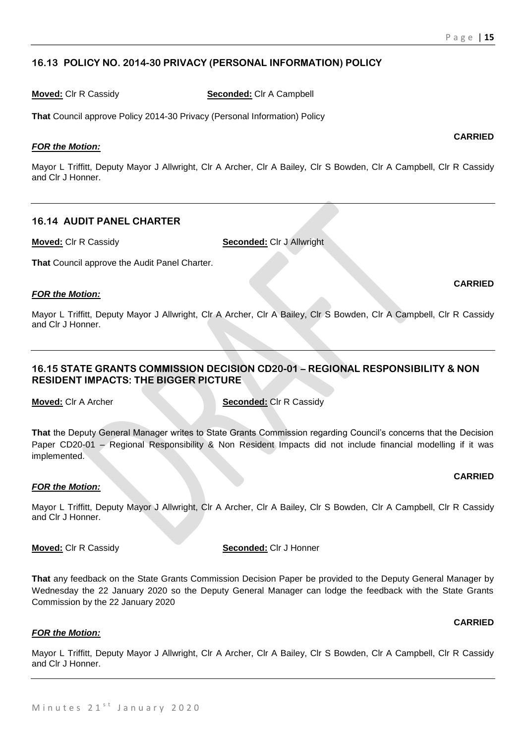## 16.13 POLICY NO. 2014-30 PRIVACY (PERSONAL INFORMATION) POLICY

**Moved:** Clr R Cassidy **Seconded:** Clr A Campbell

**That** Council approve Policy 2014-30 Privacy (Personal Information) Policy

**CARRIED**

***FOR the Motion:***

Mayor L Triffitt, Deputy Mayor J Allwright, Clr A Archer, Clr A Bailey, Clr S Bowden, Clr A Campbell, Clr R Cassidy and Clr J Honner.

## 16.14 AUDIT PANEL CHARTER

**Moved:** Clr R Cassidy **Seconded:** Clr J Allwright

**That** Council approve the Audit Panel Charter.

**CARRIED**

***FOR the Motion:***

Mayor L Triffitt, Deputy Mayor J Allwright, Clr A Archer, Clr A Bailey, Clr S Bowden, Clr A Campbell, Clr R Cassidy and Clr J Honner.

## 16.15 STATE GRANTS COMMISSION DECISION CD20-01 – REGIONAL RESPONSIBILITY & NON RESIDENT IMPACTS: THE BIGGER PICTURE

**Moved:** Clr A Archer **Seconded:** Clr R Cassidy

**That** the Deputy General Manager writes to State Grants Commission regarding Council's concerns that the Decision Paper CD20-01 – Regional Responsibility & Non Resident Impacts did not include financial modelling if it was implemented.

**CARRIED**

***FOR the Motion:***

Mayor L Triffitt, Deputy Mayor J Allwright, Clr A Archer, Clr A Bailey, Clr S Bowden, Clr A Campbell, Clr R Cassidy and Clr J Honner.

**Moved:** Clr R Cassidy **Seconded:** Clr J Honner

**That** any feedback on the State Grants Commission Decision Paper be provided to the Deputy General Manager by Wednesday the 22 January 2020 so the Deputy General Manager can lodge the feedback with the State Grants Commission by the 22 January 2020

**CARRIED**

***FOR the Motion:***

Mayor L Triffitt, Deputy Mayor J Allwright, Clr A Archer, Clr A Bailey, Clr S Bowden, Clr A Campbell, Clr R Cassidy and Clr J Honner.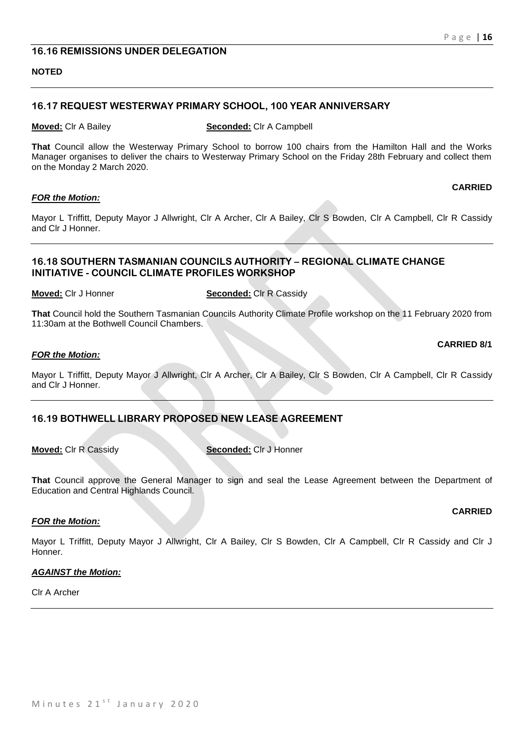### 16.16 REMISSIONS UNDER DELEGATION

**NOTED**

---

### 16.17 REQUEST WESTERWAY PRIMARY SCHOOL, 100 YEAR ANNIVERSARY

**Moved:** Clr A Bailey **Seconded:** Clr A Campbell

**That** Council allow the Westerway Primary School to borrow 100 chairs from the Hamilton Hall and the Works Manager organises to deliver the chairs to Westerway Primary School on the Friday 28th February and collect them on the Monday 2 March 2020.

**CARRIED**

***FOR the Motion:***

Mayor L Triffitt, Deputy Mayor J Allwright, Clr A Archer, Clr A Bailey, Clr S Bowden, Clr A Campbell, Clr R Cassidy and Clr J Honner.

---

### 16.18 SOUTHERN TASMANIAN COUNCILS AUTHORITY – REGIONAL CLIMATE CHANGE INITIATIVE - COUNCIL CLIMATE PROFILES WORKSHOP

**Moved:** Clr J Honner **Seconded:** Clr R Cassidy

**That** Council hold the Southern Tasmanian Councils Authority Climate Profile workshop on the 11 February 2020 from 11:30am at the Bothwell Council Chambers.

**CARRIED 8/1**

***FOR the Motion:***

Mayor L Triffitt, Deputy Mayor J Allwright, Clr A Archer, Clr A Bailey, Clr S Bowden, Clr A Campbell, Clr R Cassidy and Clr J Honner.

---

### 16.19 BOTHWELL LIBRARY PROPOSED NEW LEASE AGREEMENT

**Moved:** Clr R Cassidy **Seconded:** Clr J Honner

**That** Council approve the General Manager to sign and seal the Lease Agreement between the Department of Education and Central Highlands Council.

**CARRIED**

***FOR the Motion:***

Mayor L Triffitt, Deputy Mayor J Allwright, Clr A Bailey, Clr S Bowden, Clr A Campbell, Clr R Cassidy and Clr J Honner.

***AGAINST the Motion:***

Clr A Archer

---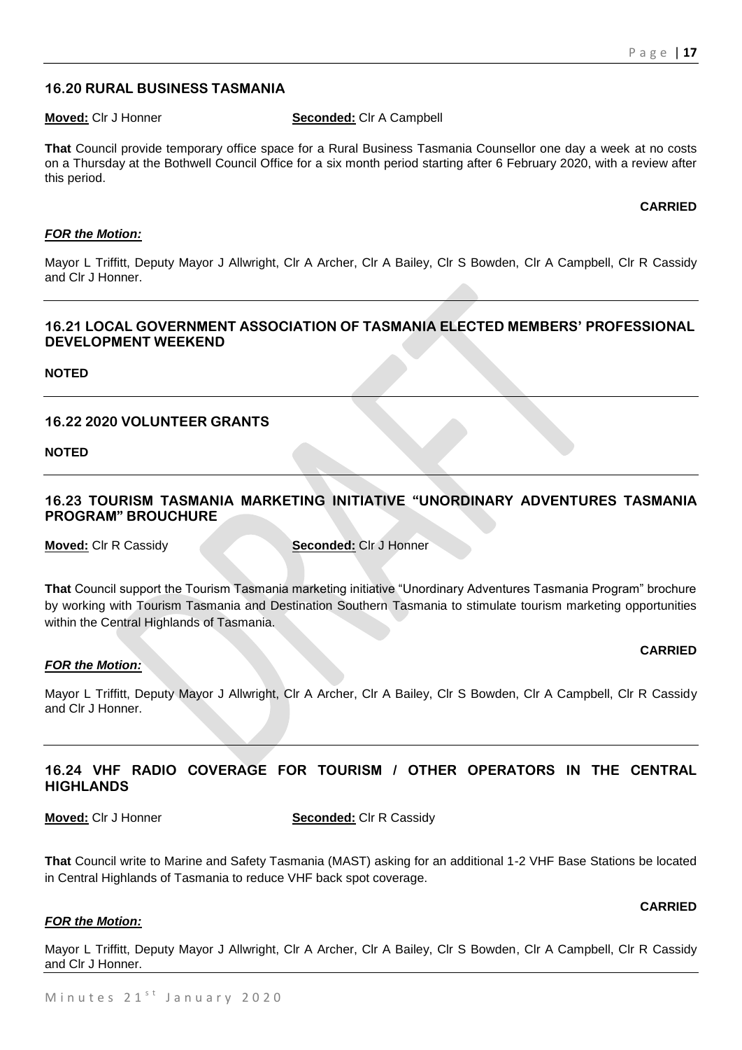## 16.20 RURAL BUSINESS TASMANIA

**Moved:** Clr J Honner **Seconded:** Clr A Campbell

**That** Council provide temporary office space for a Rural Business Tasmania Counsellor one day a week at no costs on a Thursday at the Bothwell Council Office for a six month period starting after 6 February 2020, with a review after this period.

**CARRIED**

***FOR the Motion:***

Mayor L Triffitt, Deputy Mayor J Allwright, Clr A Archer, Clr A Bailey, Clr S Bowden, Clr A Campbell, Clr R Cassidy and Clr J Honner.

## 16.21 LOCAL GOVERNMENT ASSOCIATION OF TASMANIA ELECTED MEMBERS' PROFESSIONAL DEVELOPMENT WEEKEND

**NOTED**

## 16.22 2020 VOLUNTEER GRANTS

**NOTED**

## 16.23 TOURISM TASMANIA MARKETING INITIATIVE "UNORDINARY ADVENTURES TASMANIA PROGRAM" BROUCHURE

**Moved:** Clr R Cassidy **Seconded:** Clr J Honner

**That** Council support the Tourism Tasmania marketing initiative "Unordinary Adventures Tasmania Program" brochure by working with Tourism Tasmania and Destination Southern Tasmania to stimulate tourism marketing opportunities within the Central Highlands of Tasmania.

**CARRIED**

***FOR the Motion:***

Mayor L Triffitt, Deputy Mayor J Allwright, Clr A Archer, Clr A Bailey, Clr S Bowden, Clr A Campbell, Clr R Cassidy and Clr J Honner.

## 16.24 VHF RADIO COVERAGE FOR TOURISM / OTHER OPERATORS IN THE CENTRAL HIGHLANDS

**Moved:** Clr J Honner **Seconded:** Clr R Cassidy

**That** Council write to Marine and Safety Tasmania (MAST) asking for an additional 1-2 VHF Base Stations be located in Central Highlands of Tasmania to reduce VHF back spot coverage.

**CARRIED**

***FOR the Motion:***

Mayor L Triffitt, Deputy Mayor J Allwright, Clr A Archer, Clr A Bailey, Clr S Bowden, Clr A Campbell, Clr R Cassidy and Clr J Honner.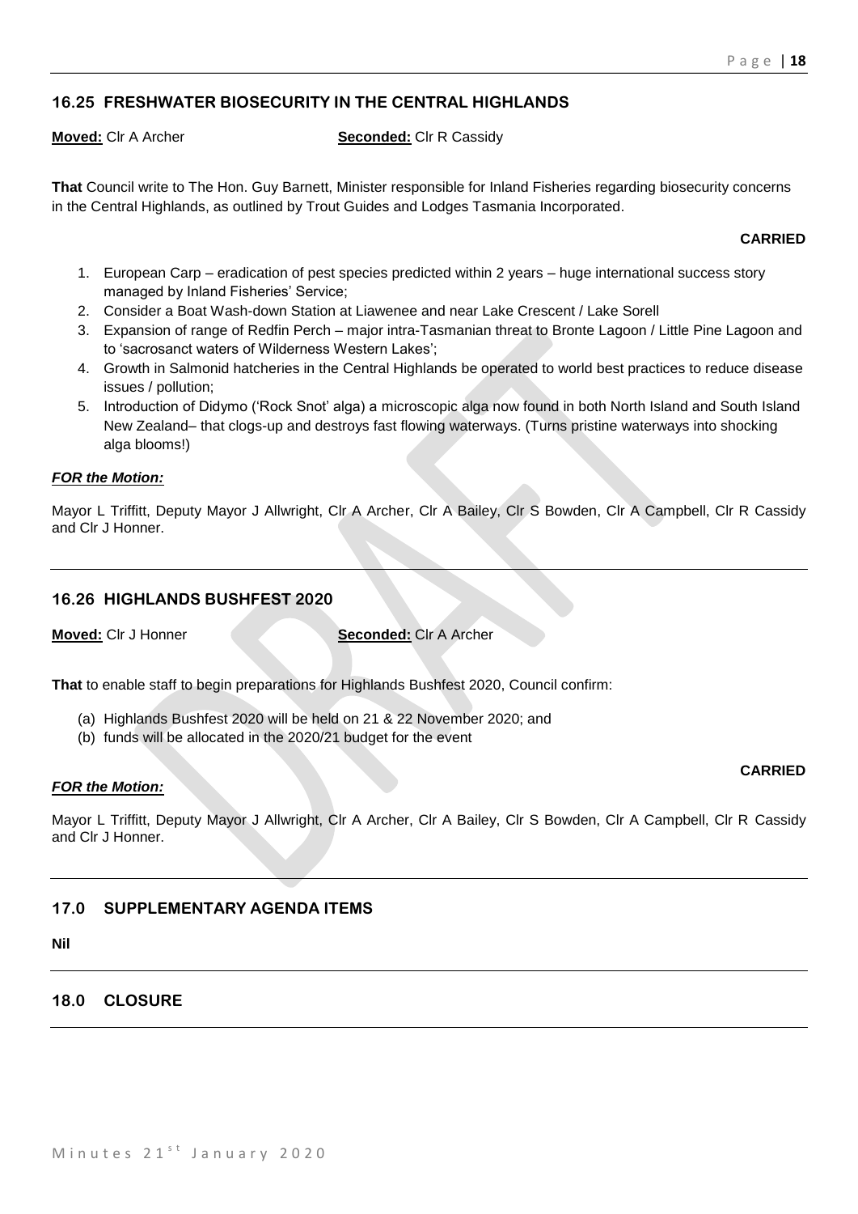## 16.25 FRESHWATER BIOSECURITY IN THE CENTRAL HIGHLANDS

**Moved:** Clr A Archer **Seconded:** Clr R Cassidy

**That** Council write to The Hon. Guy Barnett, Minister responsible for Inland Fisheries regarding biosecurity concerns in the Central Highlands, as outlined by Trout Guides and Lodges Tasmania Incorporated.

**CARRIED**

1. European Carp – eradication of pest species predicted within 2 years – huge international success story managed by Inland Fisheries' Service;
2. Consider a Boat Wash-down Station at Liawenee and near Lake Crescent / Lake Sorell
3. Expansion of range of Redfin Perch – major intra-Tasmanian threat to Bronte Lagoon / Little Pine Lagoon and to 'sacrosanct waters of Wilderness Western Lakes';
4. Growth in Salmonid hatcheries in the Central Highlands be operated to world best practices to reduce disease issues / pollution;
5. Introduction of Didymo ('Rock Snot' alga) a microscopic alga now found in both North Island and South Island New Zealand– that clogs-up and destroys fast flowing waterways. (Turns pristine waterways into shocking alga blooms!)

***FOR the Motion:***

Mayor L Triffitt, Deputy Mayor J Allwright, Clr A Archer, Clr A Bailey, Clr S Bowden, Clr A Campbell, Clr R Cassidy and Clr J Honner.

## 16.26 HIGHLANDS BUSHFEST 2020

**Moved:** Clr J Honner **Seconded:** Clr A Archer

**That** to enable staff to begin preparations for Highlands Bushfest 2020, Council confirm:

(a) Highlands Bushfest 2020 will be held on 21 & 22 November 2020; and
(b) funds will be allocated in the 2020/21 budget for the event

**CARRIED**

***FOR the Motion:***

Mayor L Triffitt, Deputy Mayor J Allwright, Clr A Archer, Clr A Bailey, Clr S Bowden, Clr A Campbell, Clr R Cassidy and Clr J Honner.

## 17.0 SUPPLEMENTARY AGENDA ITEMS

**Nil**

## 18.0 CLOSURE